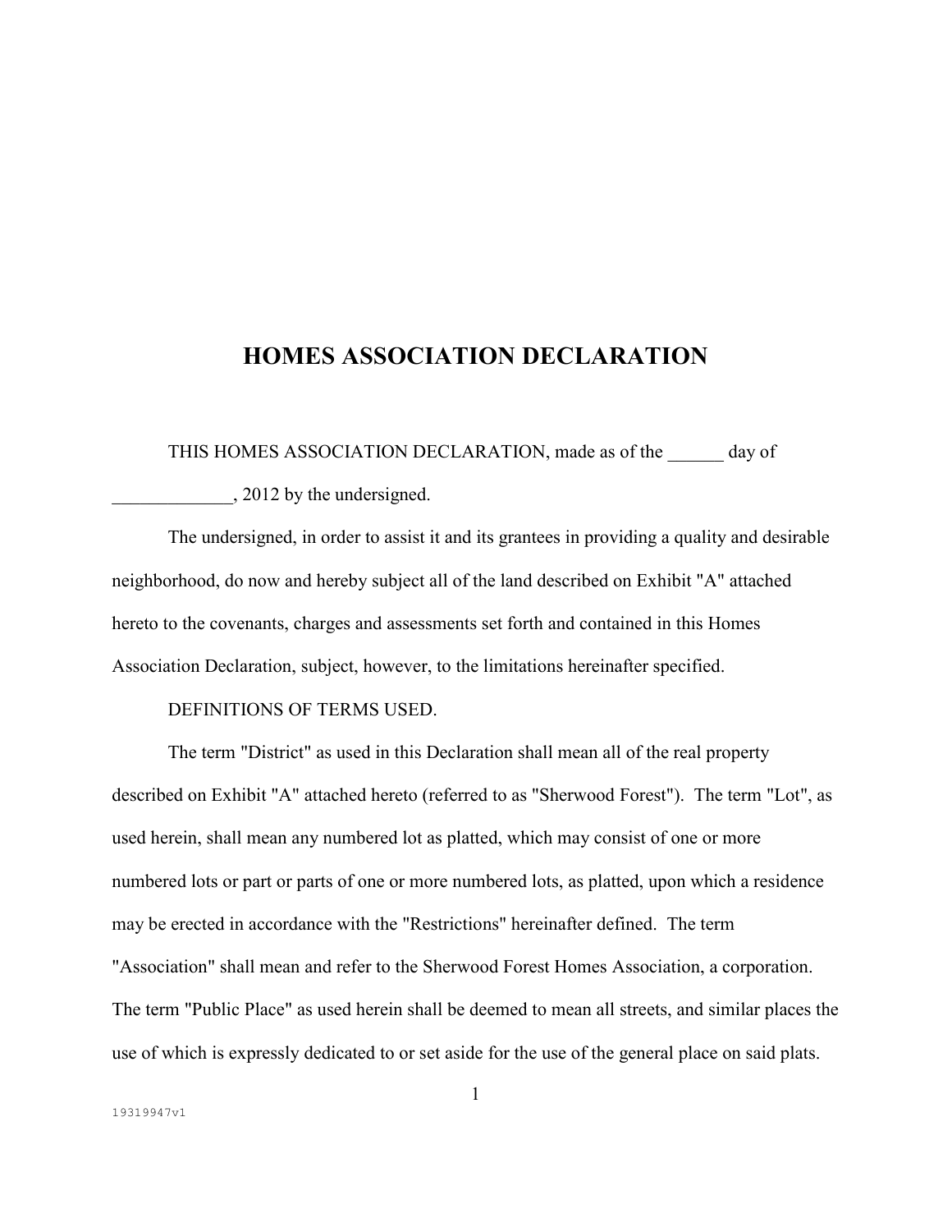# HOMES ASSOCIATION DECLARATION

THIS HOMES ASSOCIATION DECLARATION, made as of the ______ day of _____________, 2012 by the undersigned.

The undersigned, in order to assist it and its grantees in providing a quality and desirable neighborhood, do now and hereby subject all of the land described on Exhibit "A" attached hereto to the covenants, charges and assessments set forth and contained in this Homes Association Declaration, subject, however, to the limitations hereinafter specified.

DEFINITIONS OF TERMS USED.

The term "District" as used in this Declaration shall mean all of the real property described on Exhibit "A" attached hereto (referred to as "Sherwood Forest"). The term "Lot", as used herein, shall mean any numbered lot as platted, which may consist of one or more numbered lots or part or parts of one or more numbered lots, as platted, upon which a residence may be erected in accordance with the "Restrictions" hereinafter defined. The term "Association" shall mean and refer to the Sherwood Forest Homes Association, a corporation. The term "Public Place" as used herein shall be deemed to mean all streets, and similar places the use of which is expressly dedicated to or set aside for the use of the general place on said plats.

19319947v1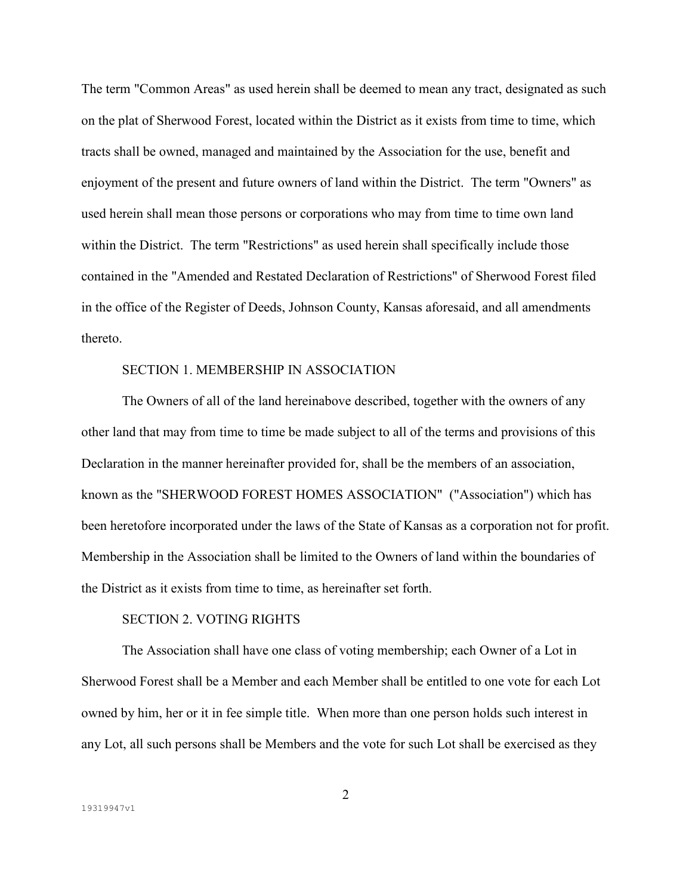The term "Common Areas" as used herein shall be deemed to mean any tract, designated as such on the plat of Sherwood Forest, located within the District as it exists from time to time, which tracts shall be owned, managed and maintained by the Association for the use, benefit and enjoyment of the present and future owners of land within the District. The term "Owners" as used herein shall mean those persons or corporations who may from time to time own land within the District. The term "Restrictions" as used herein shall specifically include those contained in the "Amended and Restated Declaration of Restrictions" of Sherwood Forest filed in the office of the Register of Deeds, Johnson County, Kansas aforesaid, and all amendments thereto.

SECTION 1. MEMBERSHIP IN ASSOCIATION

The Owners of all of the land hereinabove described, together with the owners of any other land that may from time to time be made subject to all of the terms and provisions of this Declaration in the manner hereinafter provided for, shall be the members of an association, known as the "SHERWOOD FOREST HOMES ASSOCIATION" ("Association") which has been heretofore incorporated under the laws of the State of Kansas as a corporation not for profit. Membership in the Association shall be limited to the Owners of land within the boundaries of the District as it exists from time to time, as hereinafter set forth.

SECTION 2. VOTING RIGHTS

The Association shall have one class of voting membership; each Owner of a Lot in Sherwood Forest shall be a Member and each Member shall be entitled to one vote for each Lot owned by him, her or it in fee simple title. When more than one person holds such interest in any Lot, all such persons shall be Members and the vote for such Lot shall be exercised as they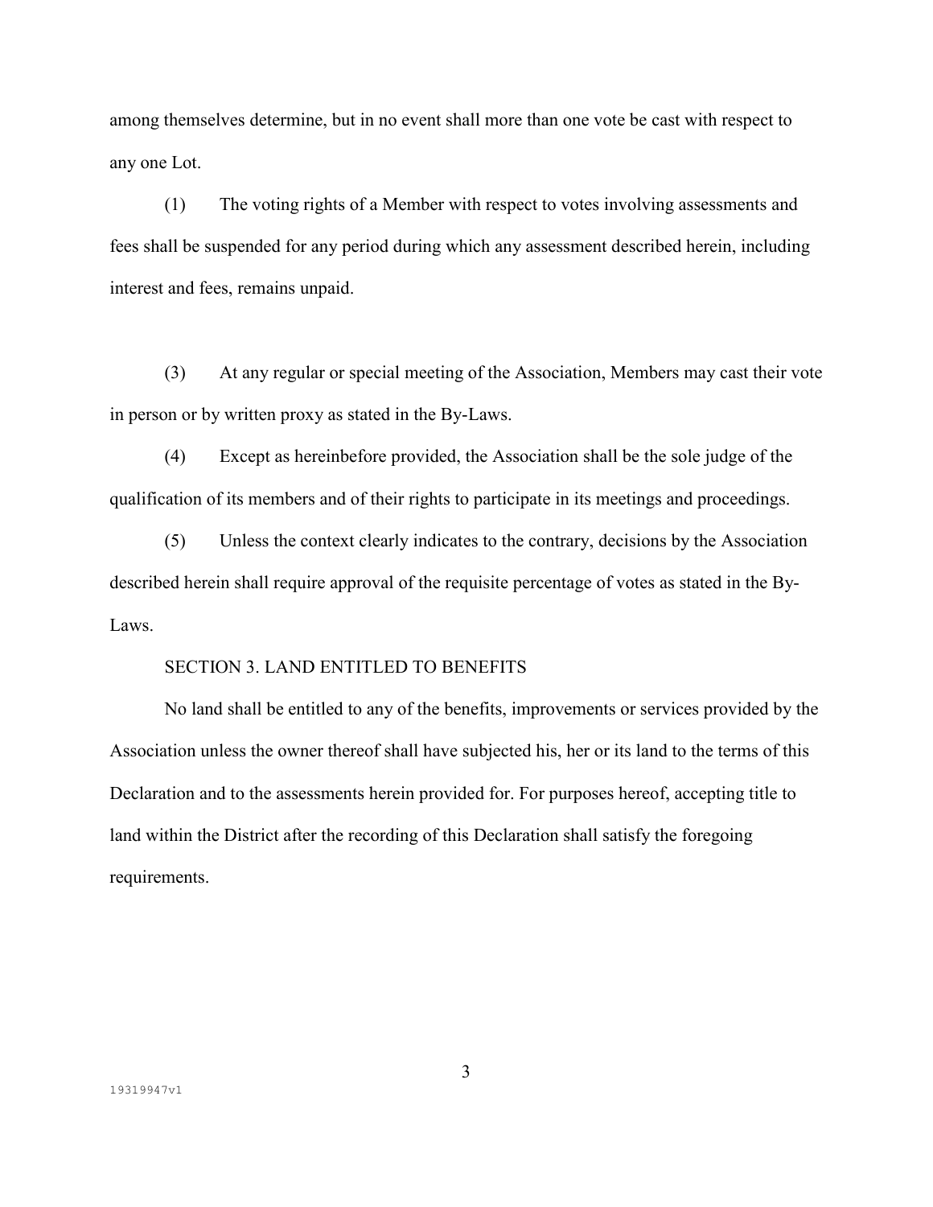among themselves determine, but in no event shall more than one vote be cast with respect to any one Lot.

(1) The voting rights of a Member with respect to votes involving assessments and fees shall be suspended for any period during which any assessment described herein, including interest and fees, remains unpaid.

(3) At any regular or special meeting of the Association, Members may cast their vote in person or by written proxy as stated in the By-Laws.

(4) Except as hereinbefore provided, the Association shall be the sole judge of the qualification of its members and of their rights to participate in its meetings and proceedings.

(5) Unless the context clearly indicates to the contrary, decisions by the Association described herein shall require approval of the requisite percentage of votes as stated in the By-Laws.

SECTION 3. LAND ENTITLED TO BENEFITS

No land shall be entitled to any of the benefits, improvements or services provided by the Association unless the owner thereof shall have subjected his, her or its land to the terms of this Declaration and to the assessments herein provided for. For purposes hereof, accepting title to land within the District after the recording of this Declaration shall satisfy the foregoing requirements.

19319947v1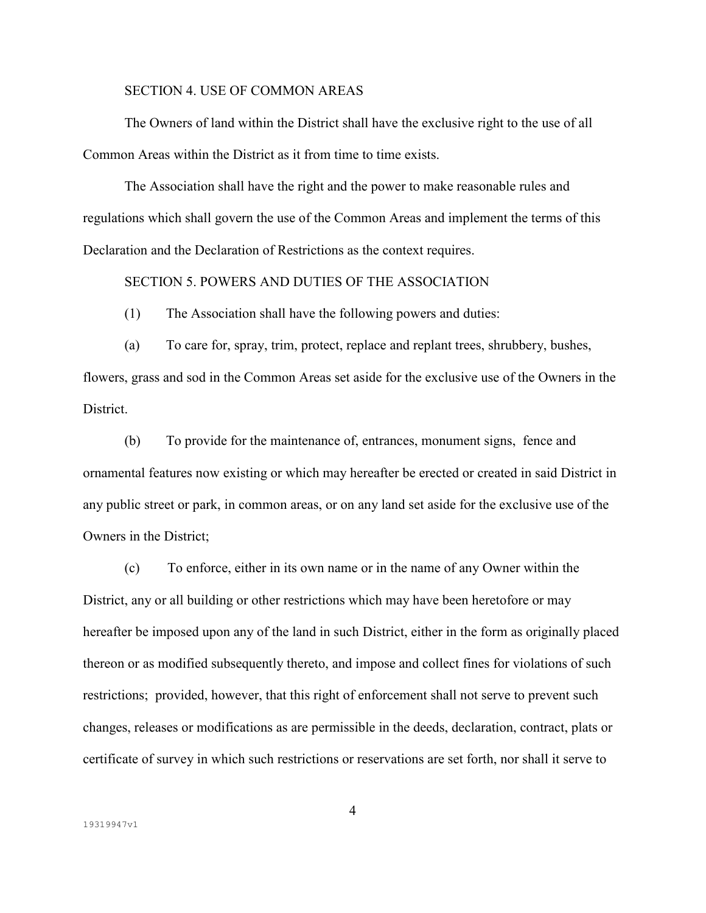## SECTION 4. USE OF COMMON AREAS

The Owners of land within the District shall have the exclusive right to the use of all Common Areas within the District as it from time to time exists.

The Association shall have the right and the power to make reasonable rules and regulations which shall govern the use of the Common Areas and implement the terms of this Declaration and the Declaration of Restrictions as the context requires.

## SECTION 5. POWERS AND DUTIES OF THE ASSOCIATION

(1) The Association shall have the following powers and duties:

(a) To care for, spray, trim, protect, replace and replant trees, shrubbery, bushes, flowers, grass and sod in the Common Areas set aside for the exclusive use of the Owners in the District.

(b) To provide for the maintenance of, entrances, monument signs, fence and ornamental features now existing or which may hereafter be erected or created in said District in any public street or park, in common areas, or on any land set aside for the exclusive use of the Owners in the District;

(c) To enforce, either in its own name or in the name of any Owner within the District, any or all building or other restrictions which may have been heretofore or may hereafter be imposed upon any of the land in such District, either in the form as originally placed thereon or as modified subsequently thereto, and impose and collect fines for violations of such restrictions; provided, however, that this right of enforcement shall not serve to prevent such changes, releases or modifications as are permissible in the deeds, declaration, contract, plats or certificate of survey in which such restrictions or reservations are set forth, nor shall it serve to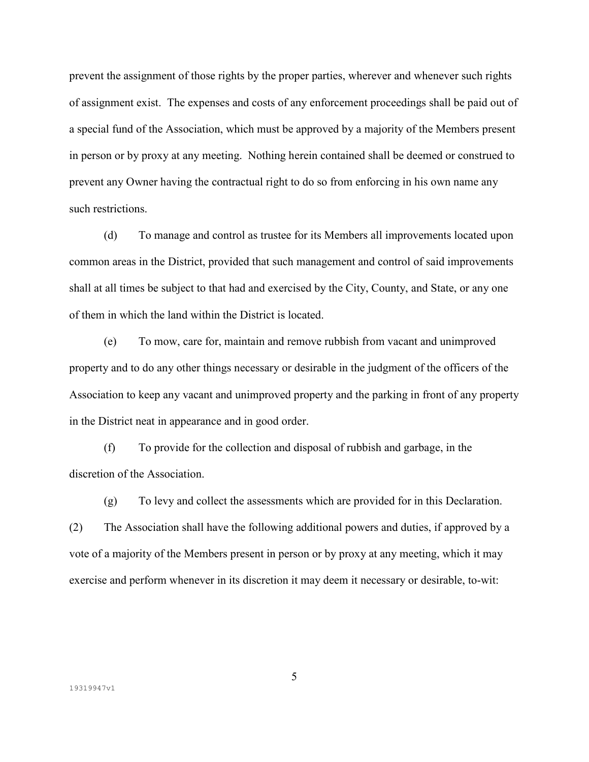prevent the assignment of those rights by the proper parties, wherever and whenever such rights of assignment exist. The expenses and costs of any enforcement proceedings shall be paid out of a special fund of the Association, which must be approved by a majority of the Members present in person or by proxy at any meeting. Nothing herein contained shall be deemed or construed to prevent any Owner having the contractual right to do so from enforcing in his own name any such restrictions.

(d) To manage and control as trustee for its Members all improvements located upon common areas in the District, provided that such management and control of said improvements shall at all times be subject to that had and exercised by the City, County, and State, or any one of them in which the land within the District is located.

(e) To mow, care for, maintain and remove rubbish from vacant and unimproved property and to do any other things necessary or desirable in the judgment of the officers of the Association to keep any vacant and unimproved property and the parking in front of any property in the District neat in appearance and in good order.

(f) To provide for the collection and disposal of rubbish and garbage, in the discretion of the Association.

(g) To levy and collect the assessments which are provided for in this Declaration.

(2) The Association shall have the following additional powers and duties, if approved by a vote of a majority of the Members present in person or by proxy at any meeting, which it may exercise and perform whenever in its discretion it may deem it necessary or desirable, to-wit:

19319947v1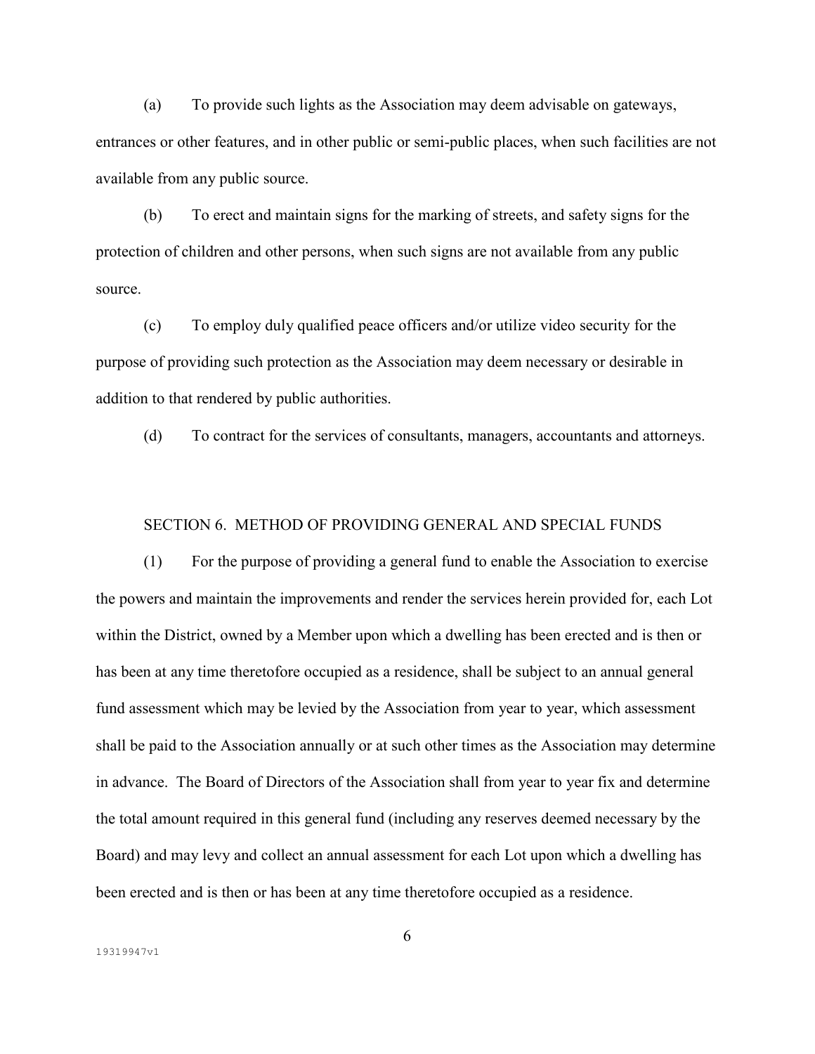(a) To provide such lights as the Association may deem advisable on gateways, entrances or other features, and in other public or semi-public places, when such facilities are not available from any public source.

(b) To erect and maintain signs for the marking of streets, and safety signs for the protection of children and other persons, when such signs are not available from any public source.

(c) To employ duly qualified peace officers and/or utilize video security for the purpose of providing such protection as the Association may deem necessary or desirable in addition to that rendered by public authorities.

(d) To contract for the services of consultants, managers, accountants and attorneys.

## SECTION 6. METHOD OF PROVIDING GENERAL AND SPECIAL FUNDS

(1) For the purpose of providing a general fund to enable the Association to exercise the powers and maintain the improvements and render the services herein provided for, each Lot within the District, owned by a Member upon which a dwelling has been erected and is then or has been at any time theretofore occupied as a residence, shall be subject to an annual general fund assessment which may be levied by the Association from year to year, which assessment shall be paid to the Association annually or at such other times as the Association may determine in advance. The Board of Directors of the Association shall from year to year fix and determine the total amount required in this general fund (including any reserves deemed necessary by the Board) and may levy and collect an annual assessment for each Lot upon which a dwelling has been erected and is then or has been at any time theretofore occupied as a residence.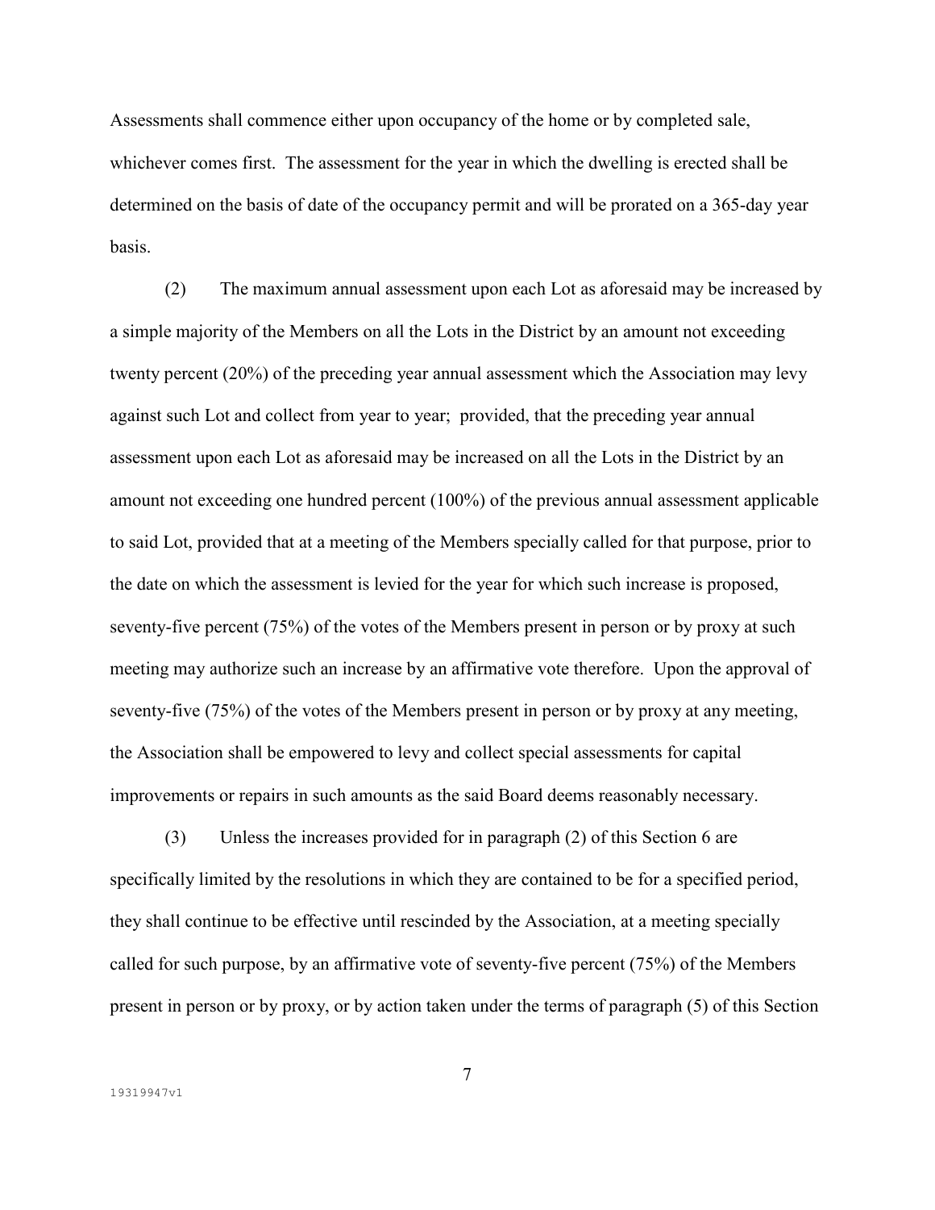Assessments shall commence either upon occupancy of the home or by completed sale, whichever comes first. The assessment for the year in which the dwelling is erected shall be determined on the basis of date of the occupancy permit and will be prorated on a 365-day year basis.

(2) The maximum annual assessment upon each Lot as aforesaid may be increased by a simple majority of the Members on all the Lots in the District by an amount not exceeding twenty percent (20%) of the preceding year annual assessment which the Association may levy against such Lot and collect from year to year; provided, that the preceding year annual assessment upon each Lot as aforesaid may be increased on all the Lots in the District by an amount not exceeding one hundred percent (100%) of the previous annual assessment applicable to said Lot, provided that at a meeting of the Members specially called for that purpose, prior to the date on which the assessment is levied for the year for which such increase is proposed, seventy-five percent (75%) of the votes of the Members present in person or by proxy at such meeting may authorize such an increase by an affirmative vote therefore. Upon the approval of seventy-five (75%) of the votes of the Members present in person or by proxy at any meeting, the Association shall be empowered to levy and collect special assessments for capital improvements or repairs in such amounts as the said Board deems reasonably necessary.

(3) Unless the increases provided for in paragraph (2) of this Section 6 are specifically limited by the resolutions in which they are contained to be for a specified period, they shall continue to be effective until rescinded by the Association, at a meeting specially called for such purpose, by an affirmative vote of seventy-five percent (75%) of the Members present in person or by proxy, or by action taken under the terms of paragraph (5) of this Section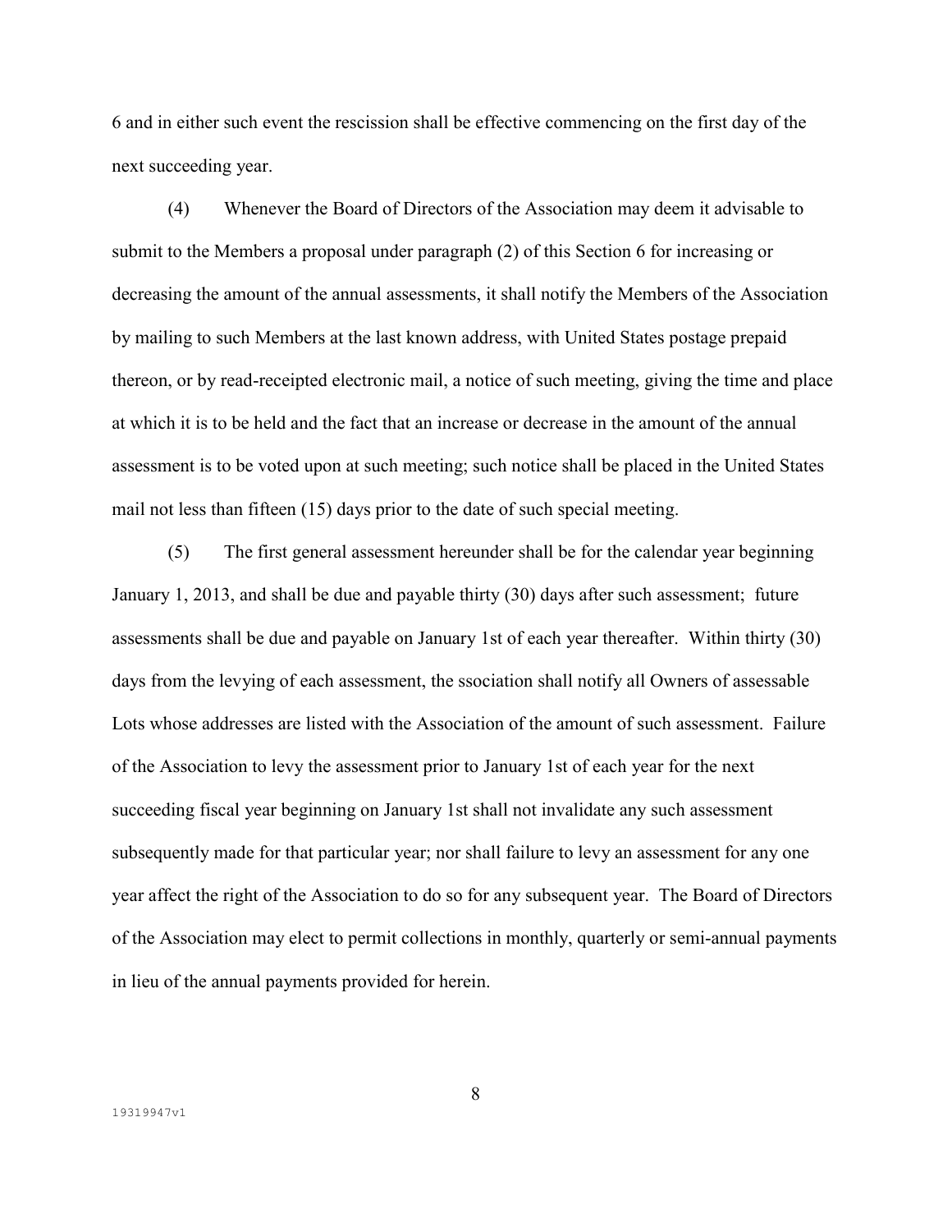6 and in either such event the rescission shall be effective commencing on the first day of the next succeeding year.

(4) Whenever the Board of Directors of the Association may deem it advisable to submit to the Members a proposal under paragraph (2) of this Section 6 for increasing or decreasing the amount of the annual assessments, it shall notify the Members of the Association by mailing to such Members at the last known address, with United States postage prepaid thereon, or by read-receipted electronic mail, a notice of such meeting, giving the time and place at which it is to be held and the fact that an increase or decrease in the amount of the annual assessment is to be voted upon at such meeting; such notice shall be placed in the United States mail not less than fifteen (15) days prior to the date of such special meeting.

(5) The first general assessment hereunder shall be for the calendar year beginning January 1, 2013, and shall be due and payable thirty (30) days after such assessment; future assessments shall be due and payable on January 1st of each year thereafter. Within thirty (30) days from the levying of each assessment, the ssociation shall notify all Owners of assessable Lots whose addresses are listed with the Association of the amount of such assessment. Failure of the Association to levy the assessment prior to January 1st of each year for the next succeeding fiscal year beginning on January 1st shall not invalidate any such assessment subsequently made for that particular year; nor shall failure to levy an assessment for any one year affect the right of the Association to do so for any subsequent year. The Board of Directors of the Association may elect to permit collections in monthly, quarterly or semi-annual payments in lieu of the annual payments provided for herein.

19319947v1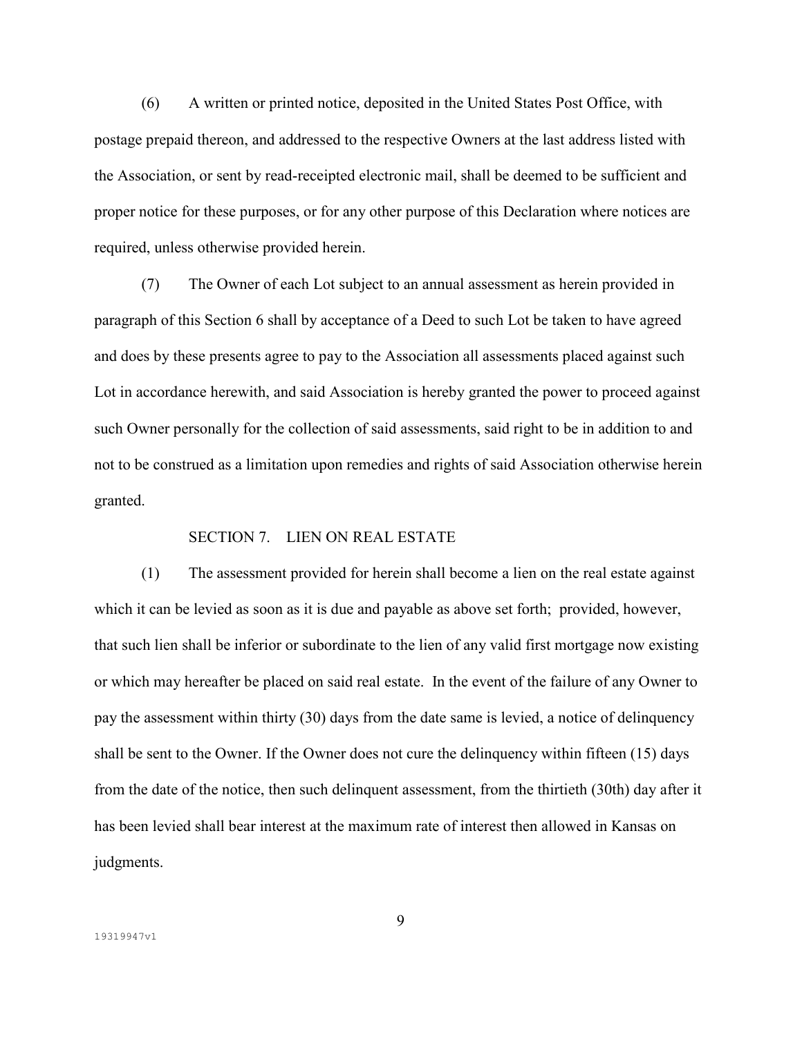(6) A written or printed notice, deposited in the United States Post Office, with postage prepaid thereon, and addressed to the respective Owners at the last address listed with the Association, or sent by read-receipted electronic mail, shall be deemed to be sufficient and proper notice for these purposes, or for any other purpose of this Declaration where notices are required, unless otherwise provided herein.

(7) The Owner of each Lot subject to an annual assessment as herein provided in paragraph of this Section 6 shall by acceptance of a Deed to such Lot be taken to have agreed and does by these presents agree to pay to the Association all assessments placed against such Lot in accordance herewith, and said Association is hereby granted the power to proceed against such Owner personally for the collection of said assessments, said right to be in addition to and not to be construed as a limitation upon remedies and rights of said Association otherwise herein granted.

## SECTION 7. LIEN ON REAL ESTATE

(1) The assessment provided for herein shall become a lien on the real estate against which it can be levied as soon as it is due and payable as above set forth; provided, however, that such lien shall be inferior or subordinate to the lien of any valid first mortgage now existing or which may hereafter be placed on said real estate. In the event of the failure of any Owner to pay the assessment within thirty (30) days from the date same is levied, a notice of delinquency shall be sent to the Owner. If the Owner does not cure the delinquency within fifteen (15) days from the date of the notice, then such delinquent assessment, from the thirtieth (30th) day after it has been levied shall bear interest at the maximum rate of interest then allowed in Kansas on judgments.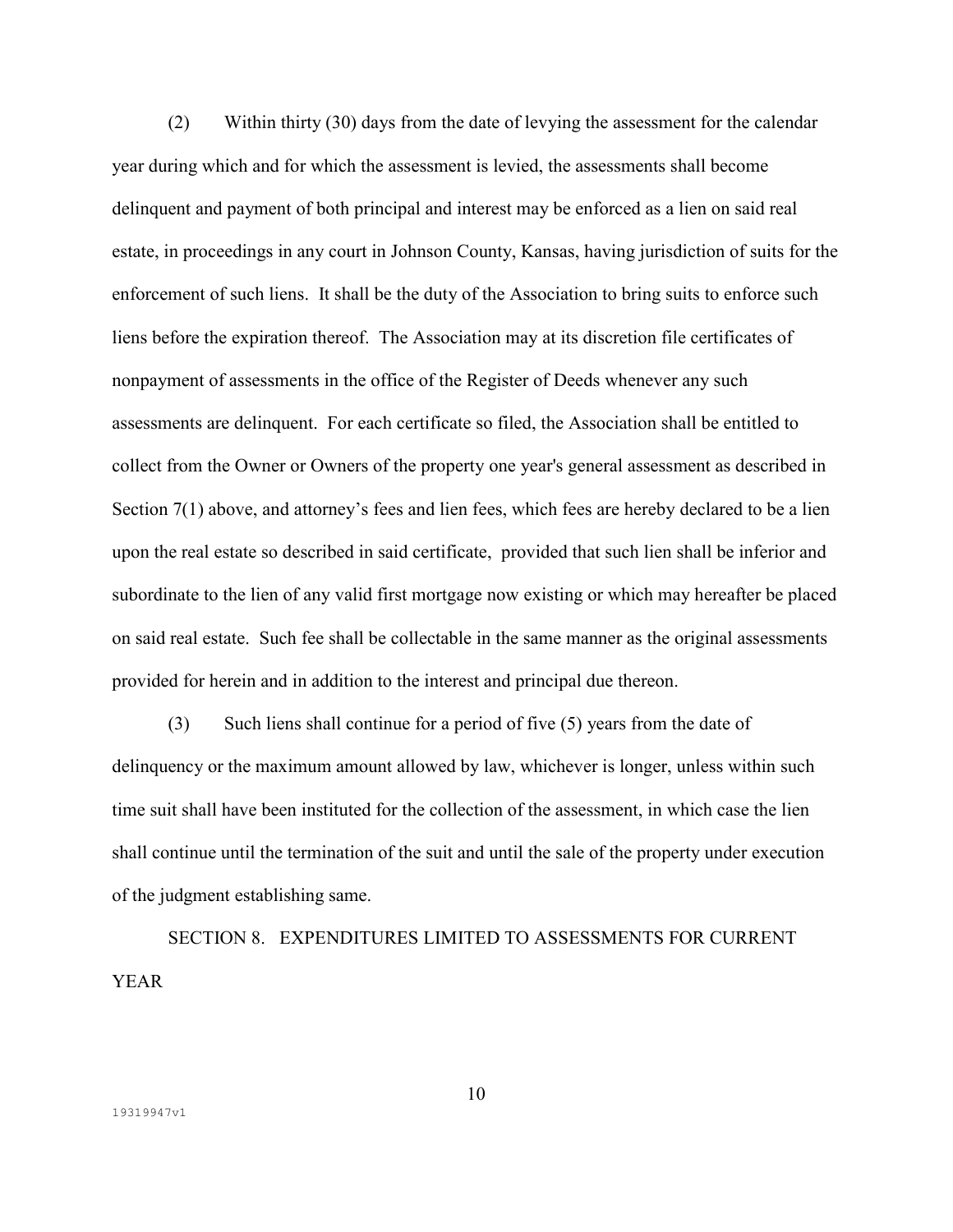(2) Within thirty (30) days from the date of levying the assessment for the calendar year during which and for which the assessment is levied, the assessments shall become delinquent and payment of both principal and interest may be enforced as a lien on said real estate, in proceedings in any court in Johnson County, Kansas, having jurisdiction of suits for the enforcement of such liens. It shall be the duty of the Association to bring suits to enforce such liens before the expiration thereof. The Association may at its discretion file certificates of nonpayment of assessments in the office of the Register of Deeds whenever any such assessments are delinquent. For each certificate so filed, the Association shall be entitled to collect from the Owner or Owners of the property one year's general assessment as described in Section 7(1) above, and attorney's fees and lien fees, which fees are hereby declared to be a lien upon the real estate so described in said certificate, provided that such lien shall be inferior and subordinate to the lien of any valid first mortgage now existing or which may hereafter be placed on said real estate. Such fee shall be collectable in the same manner as the original assessments provided for herein and in addition to the interest and principal due thereon.

(3) Such liens shall continue for a period of five (5) years from the date of delinquency or the maximum amount allowed by law, whichever is longer, unless within such time suit shall have been instituted for the collection of the assessment, in which case the lien shall continue until the termination of the suit and until the sale of the property under execution of the judgment establishing same.

## SECTION 8. EXPENDITURES LIMITED TO ASSESSMENTS FOR CURRENT YEAR

19319947v1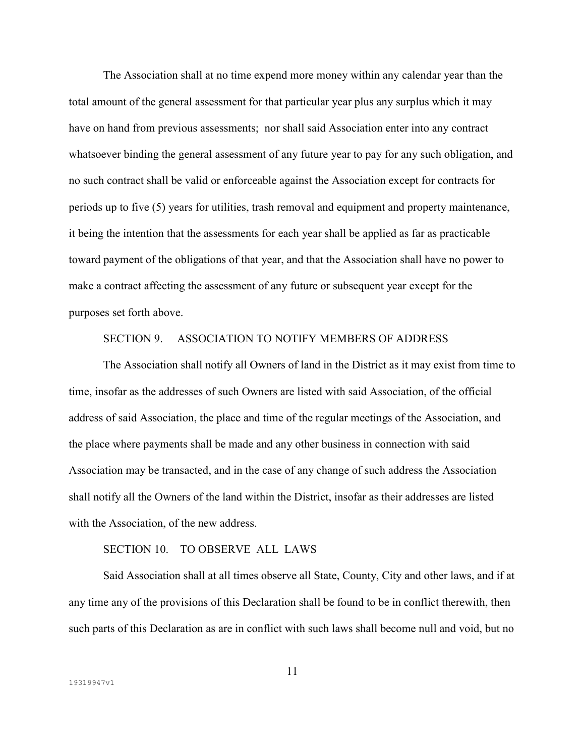The Association shall at no time expend more money within any calendar year than the total amount of the general assessment for that particular year plus any surplus which it may have on hand from previous assessments; nor shall said Association enter into any contract whatsoever binding the general assessment of any future year to pay for any such obligation, and no such contract shall be valid or enforceable against the Association except for contracts for periods up to five (5) years for utilities, trash removal and equipment and property maintenance, it being the intention that the assessments for each year shall be applied as far as practicable toward payment of the obligations of that year, and that the Association shall have no power to make a contract affecting the assessment of any future or subsequent year except for the purposes set forth above.

SECTION 9. ASSOCIATION TO NOTIFY MEMBERS OF ADDRESS

The Association shall notify all Owners of land in the District as it may exist from time to time, insofar as the addresses of such Owners are listed with said Association, of the official address of said Association, the place and time of the regular meetings of the Association, and the place where payments shall be made and any other business in connection with said Association may be transacted, and in the case of any change of such address the Association shall notify all the Owners of the land within the District, insofar as their addresses are listed with the Association, of the new address.

SECTION 10. TO OBSERVE ALL LAWS

Said Association shall at all times observe all State, County, City and other laws, and if at any time any of the provisions of this Declaration shall be found to be in conflict therewith, then such parts of this Declaration as are in conflict with such laws shall become null and void, but no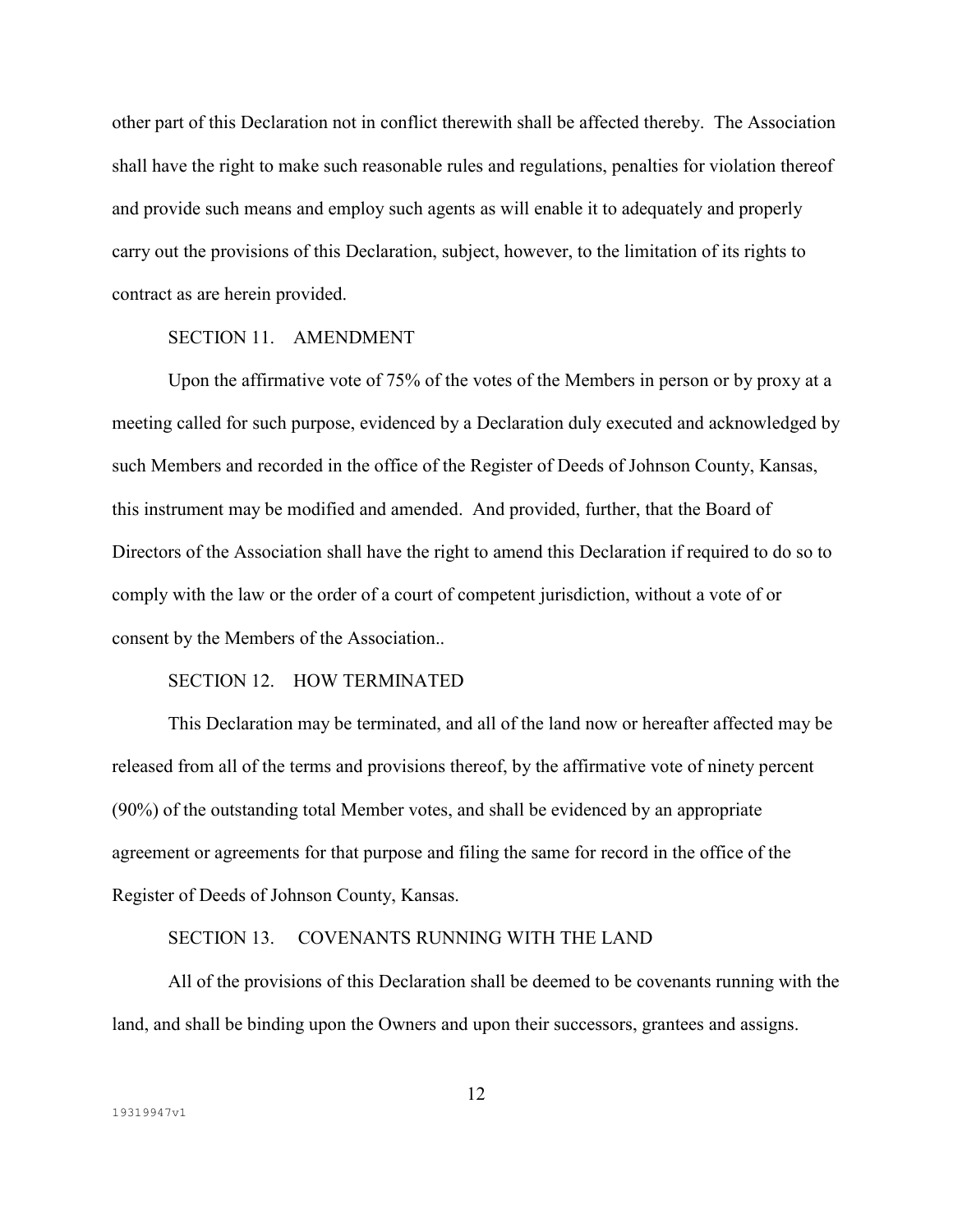other part of this Declaration not in conflict therewith shall be affected thereby. The Association shall have the right to make such reasonable rules and regulations, penalties for violation thereof and provide such means and employ such agents as will enable it to adequately and properly carry out the provisions of this Declaration, subject, however, to the limitation of its rights to contract as are herein provided.

SECTION 11. AMENDMENT

Upon the affirmative vote of 75% of the votes of the Members in person or by proxy at a meeting called for such purpose, evidenced by a Declaration duly executed and acknowledged by such Members and recorded in the office of the Register of Deeds of Johnson County, Kansas, this instrument may be modified and amended. And provided, further, that the Board of Directors of the Association shall have the right to amend this Declaration if required to do so to comply with the law or the order of a court of competent jurisdiction, without a vote of or consent by the Members of the Association..

SECTION 12. HOW TERMINATED

This Declaration may be terminated, and all of the land now or hereafter affected may be released from all of the terms and provisions thereof, by the affirmative vote of ninety percent (90%) of the outstanding total Member votes, and shall be evidenced by an appropriate agreement or agreements for that purpose and filing the same for record in the office of the Register of Deeds of Johnson County, Kansas.

SECTION 13. COVENANTS RUNNING WITH THE LAND

All of the provisions of this Declaration shall be deemed to be covenants running with the land, and shall be binding upon the Owners and upon their successors, grantees and assigns.

19319947v1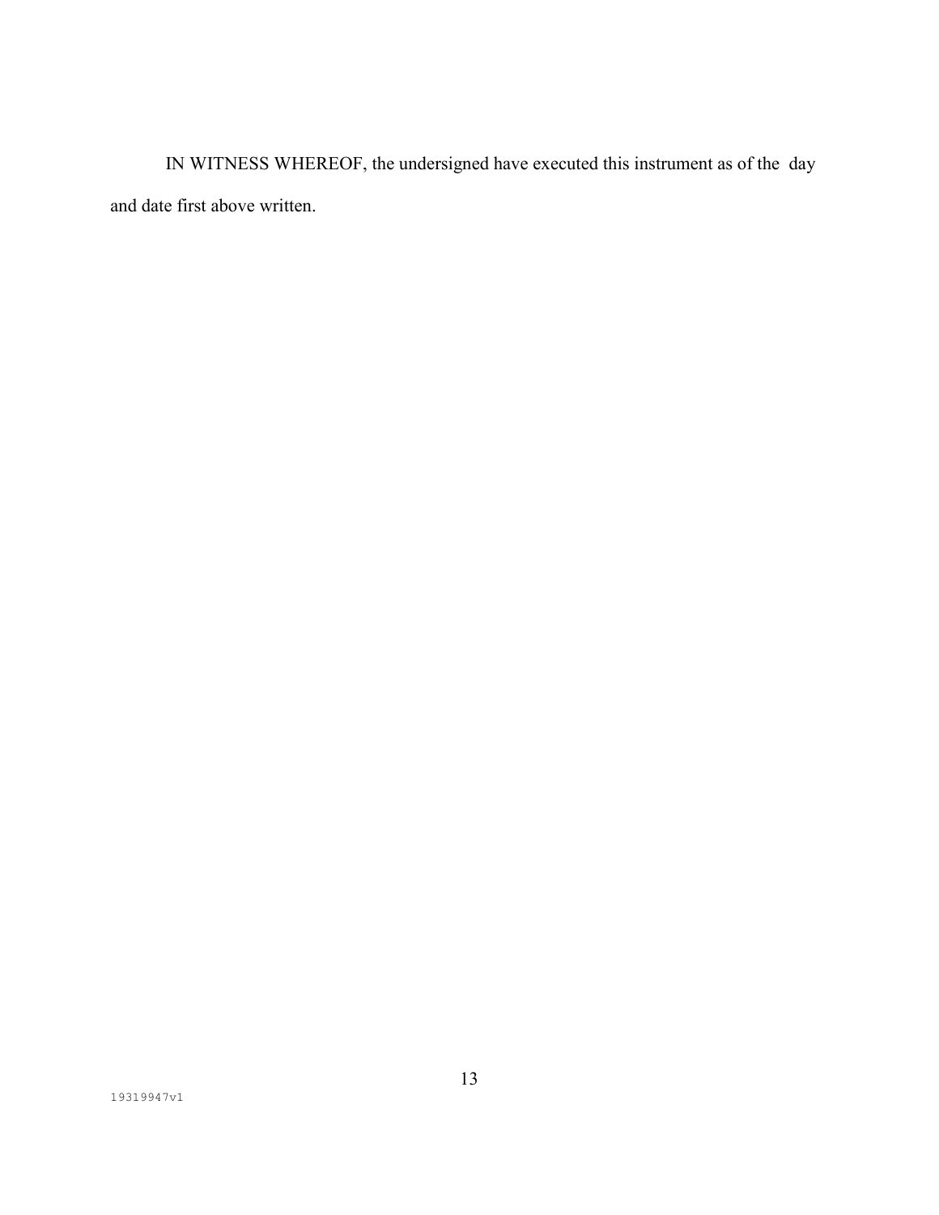IN WITNESS WHEREOF, the undersigned have executed this instrument as of the day and date first above written.

19319947v1